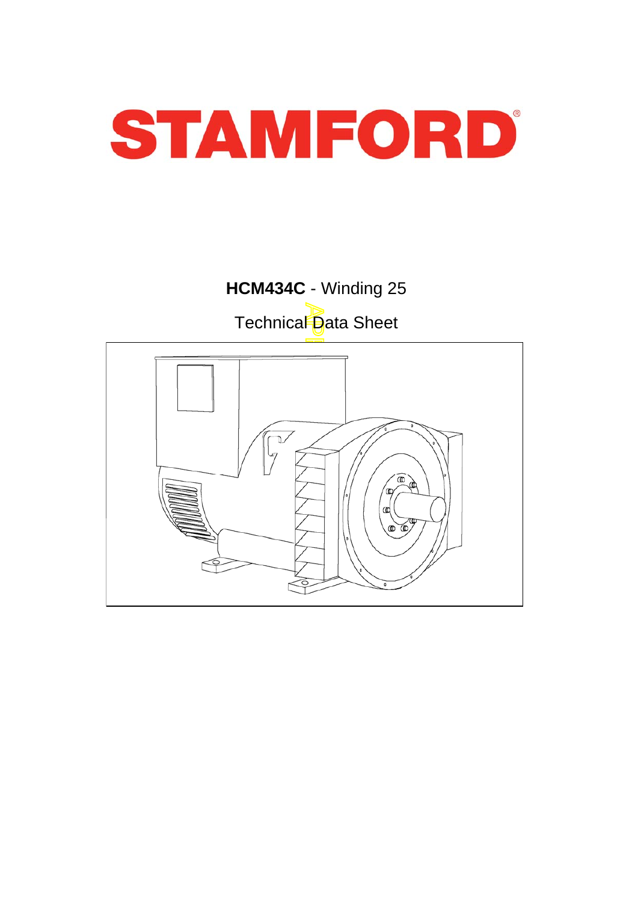# STAMFORD®

**HCM434C** - Winding 25

Technical Data Sheet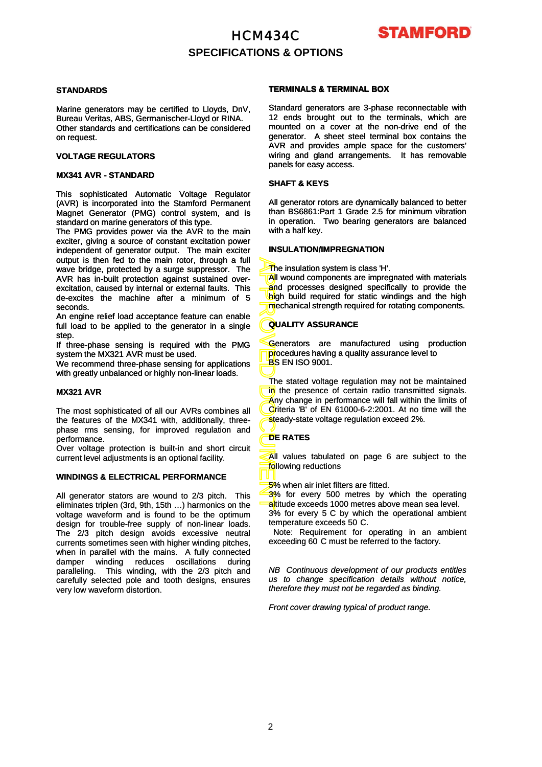# HCM434C

## SPECIFICATIONS & OPTIONS

### STANDARDS

Marine generators may be certified to Lloyds, DnV, Bureau Veritas, ABS, Germanischer-Lloyd or RINA. Other standards and certifications can be considered on request.

### VOLTAGE REGULATORS

### MX341 AVR - STANDARD

This sophisticated Automatic Voltage Regulator (AVR) is incorporated into the Stamford Permanent Magnet Generator (PMG) control system, and is standard on marine generators of this type.
The PMG provides power via the AVR to the main exciter, giving a source of constant excitation power independent of generator output. The main exciter output is then fed to the main rotor, through a full wave bridge, protected by a surge suppressor. The AVR has in-built protection against sustained over-excitation, caused by internal or external faults. This de-excites the machine after a minimum of 5 seconds.
An engine relief load acceptance feature can enable full load to be applied to the generator in a single step.
If three-phase sensing is required with the PMG system the MX321 AVR must be used.
We recommend three-phase sensing for applications with greatly unbalanced or highly non-linear loads.

### MX321 AVR

The most sophisticated of all our AVRs combines all the features of the MX341 with, additionally, three-phase rms sensing, for improved regulation and performance.
Over voltage protection is built-in and short circuit current level adjustments is an optional facility.

### WINDINGS & ELECTRICAL PERFORMANCE

All generator stators are wound to 2/3 pitch. This eliminates triplen (3rd, 9th, 15th …) harmonics on the voltage waveform and is found to be the optimum design for trouble-free supply of non-linear loads. The 2/3 pitch design avoids excessive neutral currents sometimes seen with higher winding pitches, when in parallel with the mains. A fully connected damper winding reduces oscillations during paralleling. This winding, with the 2/3 pitch and carefully selected pole and tooth designs, ensures very low waveform distortion.

### TERMINALS & TERMINAL BOX

Standard generators are 3-phase reconnectable with 12 ends brought out to the terminals, which are mounted on a cover at the non-drive end of the generator. A sheet steel terminal box contains the AVR and provides ample space for the customers' wiring and gland arrangements. It has removable panels for easy access.

### SHAFT & KEYS

All generator rotors are dynamically balanced to better than BS6861:Part 1 Grade 2.5 for minimum vibration in operation. Two bearing generators are balanced with a half key.

### INSULATION/IMPREGNATION

The insulation system is class 'H'.
All wound components are impregnated with materials and processes designed specifically to provide the high build required for static windings and the high mechanical strength required for rotating components.

### QUALITY ASSURANCE

Generators are manufactured using production procedures having a quality assurance level to BS EN ISO 9001.

The stated voltage regulation may not be maintained in the presence of certain radio transmitted signals. Any change in performance will fall within the limits of Criteria 'B' of EN 61000-6-2:2001. At no time will the steady-state voltage regulation exceed 2%.

### DE RATES

All values tabulated on page 6 are subject to the following reductions

5% when air inlet filters are fitted.
3% for every 500 metres by which the operating altitude exceeds 1000 metres above mean sea level.
3% for every 5 C by which the operational ambient temperature exceeds 50 C.
Note: Requirement for operating in an ambient exceeding 60 C must be referred to the factory.

*NB Continuous development of our products entitles us to change specification details without notice, therefore they must not be regarded as binding.*

*Front cover drawing typical of product range.*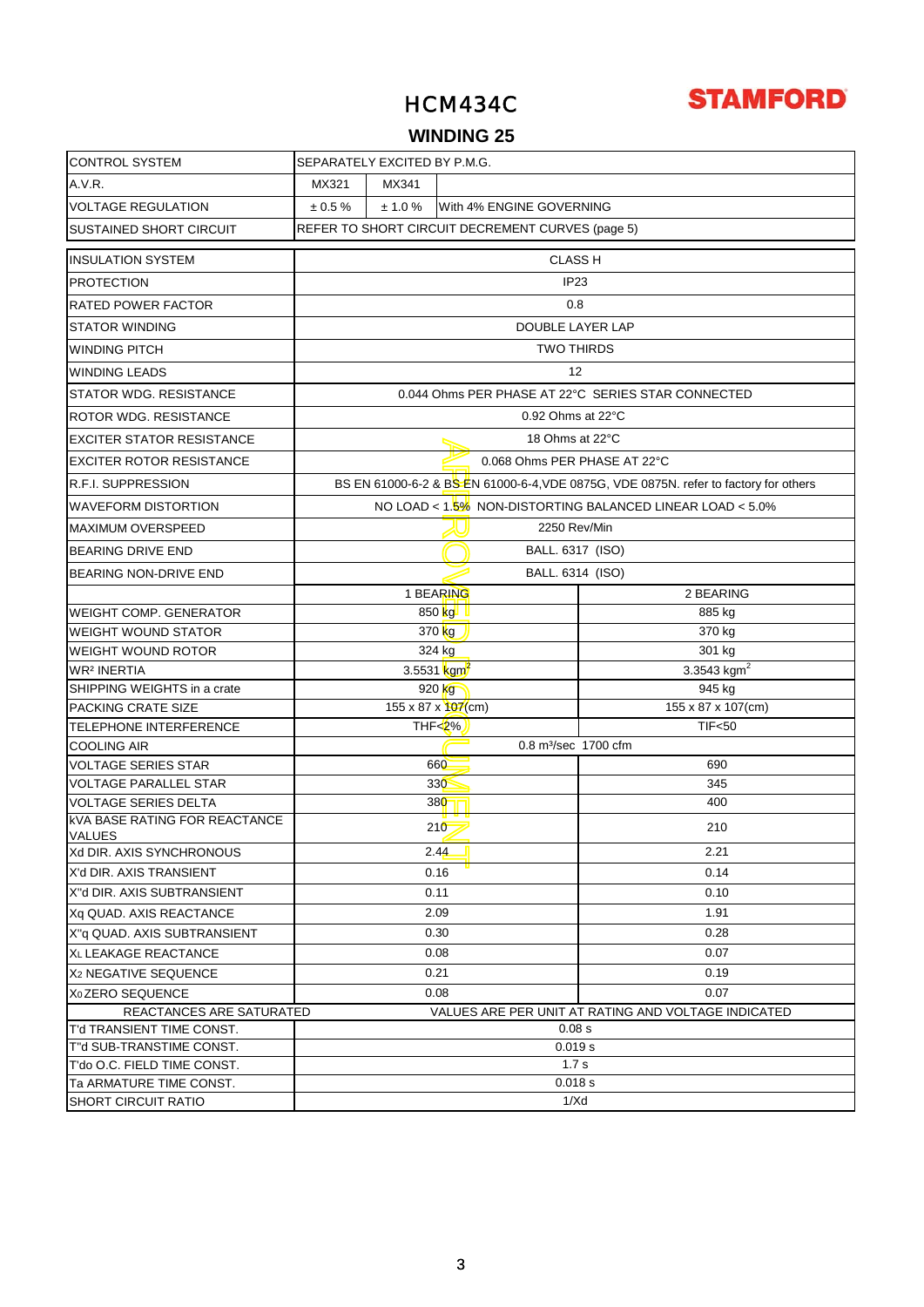# HCM434C

**STAMFORD**

## WINDING 25

| | | | |
|---|---|---|---|
| CONTROL SYSTEM | SEPARATELY EXCITED BY P.M.G. | | |
| A.V.R. | MX321 | MX341 | |
| VOLTAGE REGULATION | ± 0.5 % | ± 1.0 % | With 4% ENGINE GOVERNING |
| SUSTAINED SHORT CIRCUIT | REFER TO SHORT CIRCUIT DECREMENT CURVES (page 5) | | |

| | | |
|---|---|---|
| INSULATION SYSTEM | CLASS H | |
| PROTECTION | IP23 | |
| RATED POWER FACTOR | 0.8 | |
| STATOR WINDING | DOUBLE LAYER LAP | |
| WINDING PITCH | TWO THIRDS | |
| WINDING LEADS | 12 | |
| STATOR WDG. RESISTANCE | 0.044 Ohms PER PHASE AT 22°C SERIES STAR CONNECTED | |
| ROTOR WDG. RESISTANCE | 0.92 Ohms at 22°C | |
| EXCITER STATOR RESISTANCE | 18 Ohms at 22°C | |
| EXCITER ROTOR RESISTANCE | 0.068 Ohms PER PHASE AT 22°C | |
| R.F.I. SUPPRESSION | BS EN 61000-6-2 & BS EN 61000-6-4,VDE 0875G, VDE 0875N. refer to factory for others | |
| WAVEFORM DISTORTION | NO LOAD < 1.5% NON-DISTORTING BALANCED LINEAR LOAD < 5.0% | |
| MAXIMUM OVERSPEED | 2250 Rev/Min | |
| BEARING DRIVE END | BALL. 6317 (ISO) | |
| BEARING NON-DRIVE END | BALL. 6314 (ISO) | |
| | 1 BEARING | 2 BEARING |
| WEIGHT COMP. GENERATOR | 850 kg | 885 kg |
| WEIGHT WOUND STATOR | 370 kg | 370 kg |
| WEIGHT WOUND ROTOR | 324 kg | 301 kg |
| WR² INERTIA | 3.5531 $kgm^2$ | 3.3543 $kgm^2$ |
| SHIPPING WEIGHTS in a crate | 920 kg | 945 kg |
| PACKING CRATE SIZE | 155 x 87 x 107(cm) | 155 x 87 x 107(cm) |
| TELEPHONE INTERFERENCE | THF<2% | TIF<50 |
| COOLING AIR | 0.8 $m^3$/sec 1700 cfm | |
| VOLTAGE SERIES STAR | 660 | 690 |
| VOLTAGE PARALLEL STAR | 330 | 345 |
| VOLTAGE SERIES DELTA | 380 | 400 |
| kVA BASE RATING FOR REACTANCE VALUES | 210 | 210 |
| Xd DIR. AXIS SYNCHRONOUS | 2.44 | 2.21 |
| X'd DIR. AXIS TRANSIENT | 0.16 | 0.14 |
| X''d DIR. AXIS SUBTRANSIENT | 0.11 | 0.10 |
| Xq QUAD. AXIS REACTANCE | 2.09 | 1.91 |
| X''q QUAD. AXIS SUBTRANSIENT | 0.30 | 0.28 |
| $X_L$ LEAKAGE REACTANCE | 0.08 | 0.07 |
| $X_2$ NEGATIVE SEQUENCE | 0.21 | 0.19 |
| $X_0$ ZERO SEQUENCE | 0.08 | 0.07 |
| REACTANCES ARE SATURATED | VALUES ARE PER UNIT AT RATING AND VOLTAGE INDICATED | |
| T'd TRANSIENT TIME CONST. | 0.08 s | |
| T''d SUB-TRANSTIME CONST. | 0.019 s | |
| T'do O.C. FIELD TIME CONST. | 1.7 s | |
| Ta ARMATURE TIME CONST. | 0.018 s | |
| SHORT CIRCUIT RATIO | 1/Xd | |

APPROVED DOCUMENT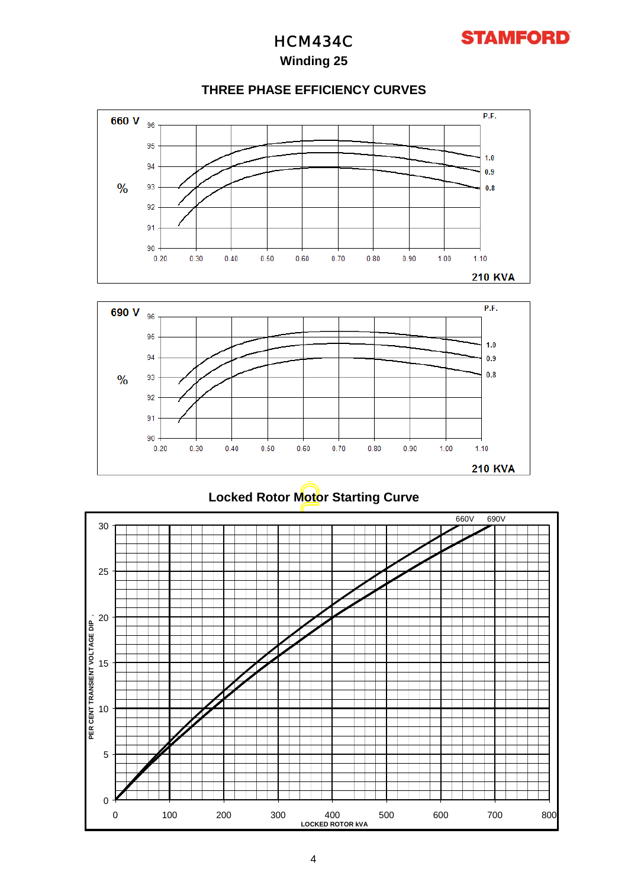# HCM434C

## Winding 25

### THREE PHASE EFFICIENCY CURVES

660 V

P.F.

%

96
95
94
93
92
91
90

0.20 0.30 0.40 0.50 0.60 0.70 0.80 0.90 1.00 1.10

1.0
0.9
0.8

210 KVA

690 V

P.F.

%

96
95
94
93
92
91
90

0.20 0.30 0.40 0.50 0.60 0.70 0.80 0.90 1.00 1.10

1.0
0.9
0.8

210 KVA

### Locked Rotor Motor Starting Curve

660V 690V

PER CENT TRANSIENT VOLTAGE DIP .

0 5 10 15 20 25 30

0 100 200 300 400 500 600 700 800

LOCKED ROTOR kVA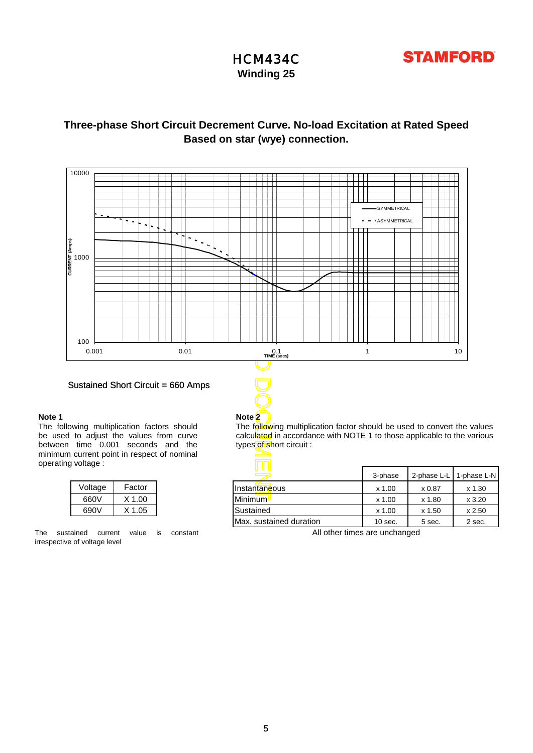# HCM434C
## Winding 25

STAMFORD

### Three-phase Short Circuit Decrement Curve. No-load Excitation at Rated Speed
### Based on star (wye) connection.

10000
1000
100
CURRENT (Amps)
0.001
0.01
0.1
1
10
TIME (secs)
SYMMETRICAL
ASYMMETRICAL

Sustained Short Circuit = 660 Amps

**Note 1**

The following multiplication factors should be used to adjust the values from curve between time 0.001 seconds and the minimum current point in respect of nominal operating voltage :

| Voltage | Factor |
|---|---|
| 660V | X 1.00 |
| 690V | X 1.05 |

The sustained current value is constant irrespective of voltage level

**Note 2**

The following multiplication factor should be used to convert the values calculated in accordance with NOTE 1 to those applicable to the various types of short circuit :

| | 3-phase | 2-phase L-L | 1-phase L-N |
|---|---|---|---|
| Instantaneous | x 1.00 | x 0.87 | x 1.30 |
| Minimum | x 1.00 | x 1.80 | x 3.20 |
| Sustained | x 1.00 | x 1.50 | x 2.50 |
| Max. sustained duration | 10 sec. | 5 sec. | 2 sec. |

All other times are unchanged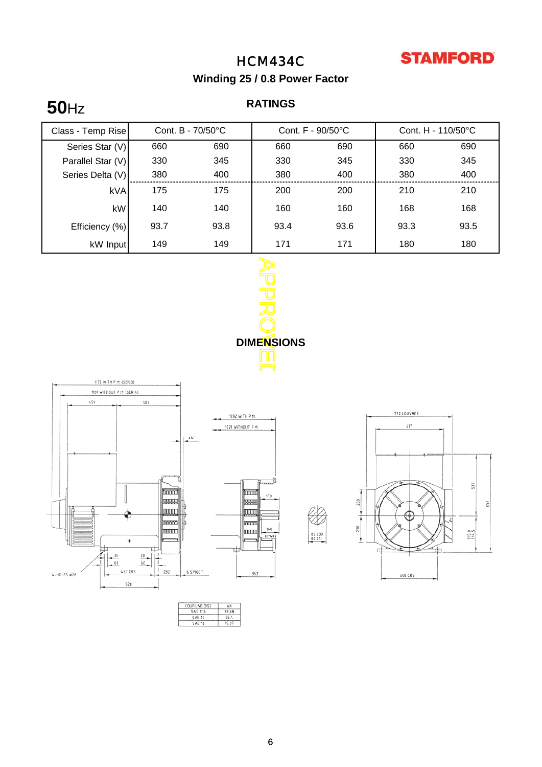# HCM434C

**STAMFORD**

## Winding 25 / 0.8 Power Factor

**50**Hz

### RATINGS

| Class - Temp Rise | Cont. B - 70/50°C | | Cont. F - 90/50°C | | Cont. H - 110/50°C | |
|---|---|---|---|---|---|---|
| Series Star (V) | 660 | 690 | 660 | 690 | 660 | 690 |
| Parallel Star (V) | 330 | 345 | 330 | 345 | 330 | 345 |
| Series Delta (V) | 380 | 400 | 380 | 400 | 380 | 400 |
| kVA | 175 | 175 | 200 | 200 | 210 | 210 |
| kW | 140 | 140 | 160 | 160 | 168 | 168 |
| Efficiency (%) | 93.7 | 93.8 | 93.4 | 93.6 | 93.3 | 93.5 |
| kW Input | 149 | 149 | 171 | 171 | 180 | 180 |

APPROVED

### DIMENSIONS

1172 WITH P.M. (SER.3)
1101 WITHOUT P.M. (SER.4)
451
584
AN
30
63
30
60
457 CRS
232
6 SPIGOT
528
4-HOLES Ø28

1292 WITH P.M
1221 WITHOUT P.M
170
160
KEYWAY
352
80,030
80,011

770 LOUVRES
617
230
230
537
857
315,0
314,5
508 CRS

| COUPLING DISC | AN |
|---|---|
| SAE 11.5 | 39,68 |
| SAE 14 | 25,4 |
| SAE 18 | 15,87 |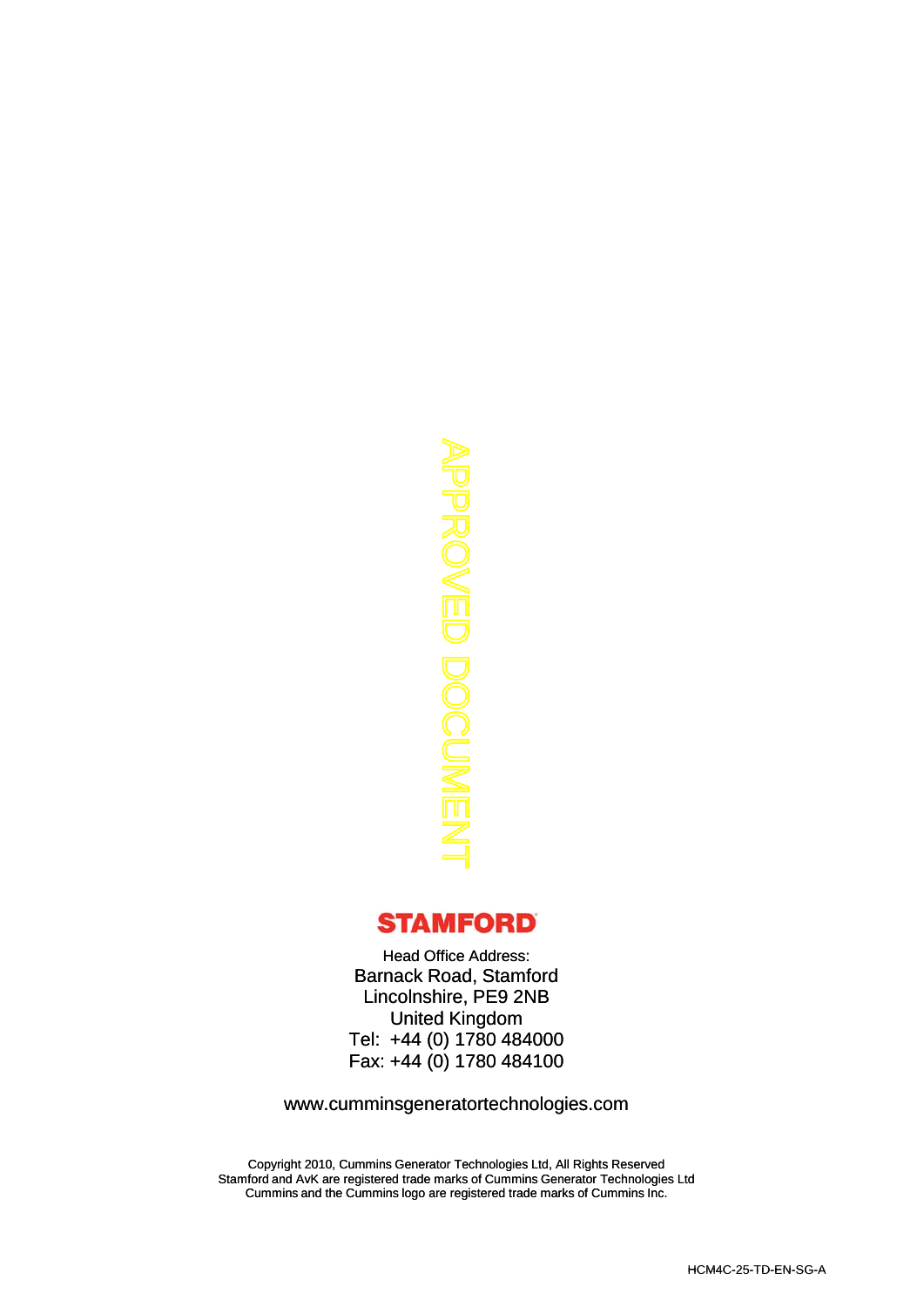APPROVED DOCUMENT

**STAMFORD**

Head Office Address:
Barnack Road, Stamford
Lincolnshire, PE9 2NB
United Kingdom
Tel: +44 (0) 1780 484000
Fax: +44 (0) 1780 484100

www.cumminsgeneratortechnologies.com

Copyright 2010, Cummins Generator Technologies Ltd, All Rights Reserved
Stamford and AvK are registered trade marks of Cummins Generator Technologies Ltd
Cummins and the Cummins logo are registered trade marks of Cummins Inc.

HCM4C-25-TD-EN-SG-A